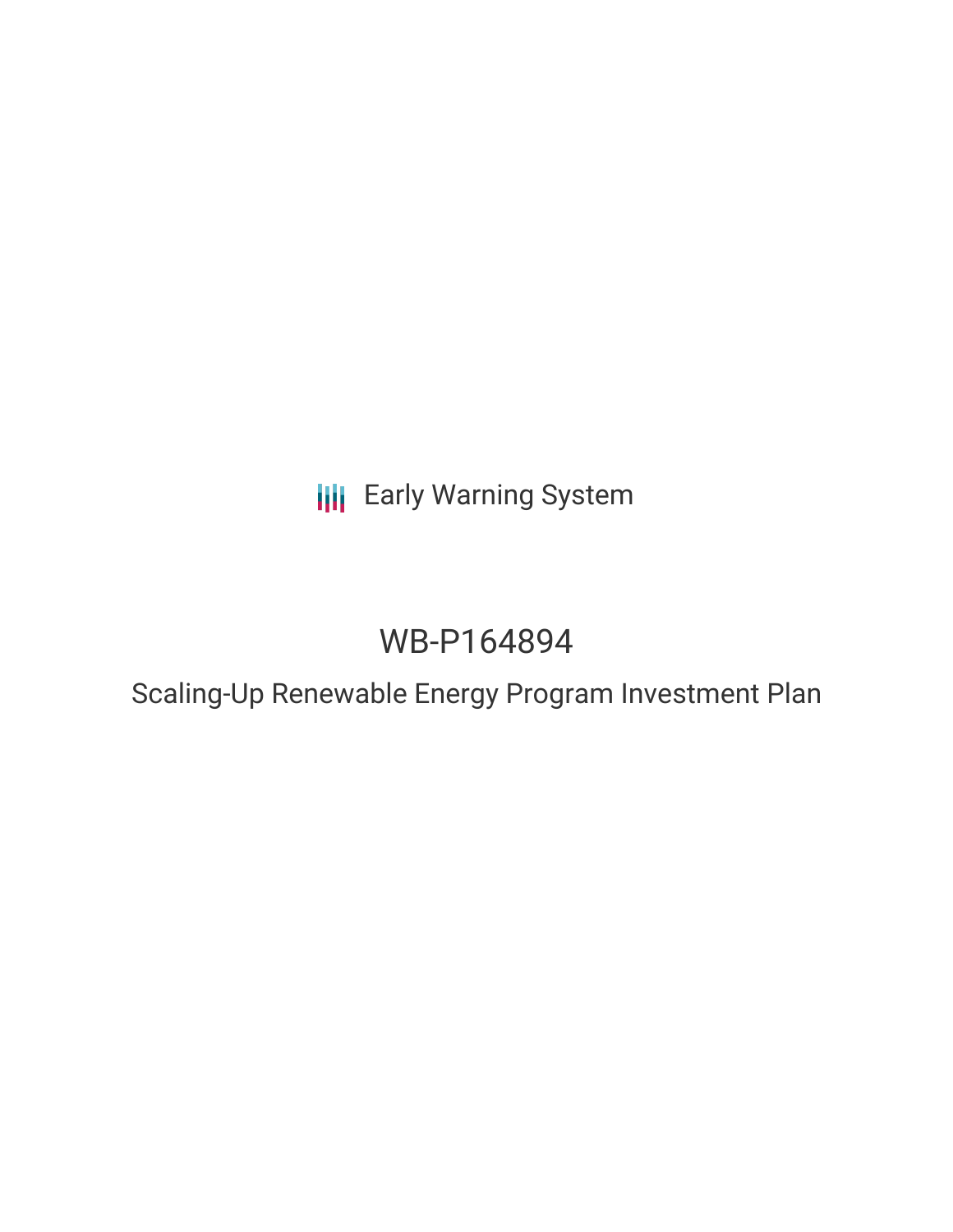Early Warning System

# WB-P164894

## Scaling-Up Renewable Energy Program Investment Plan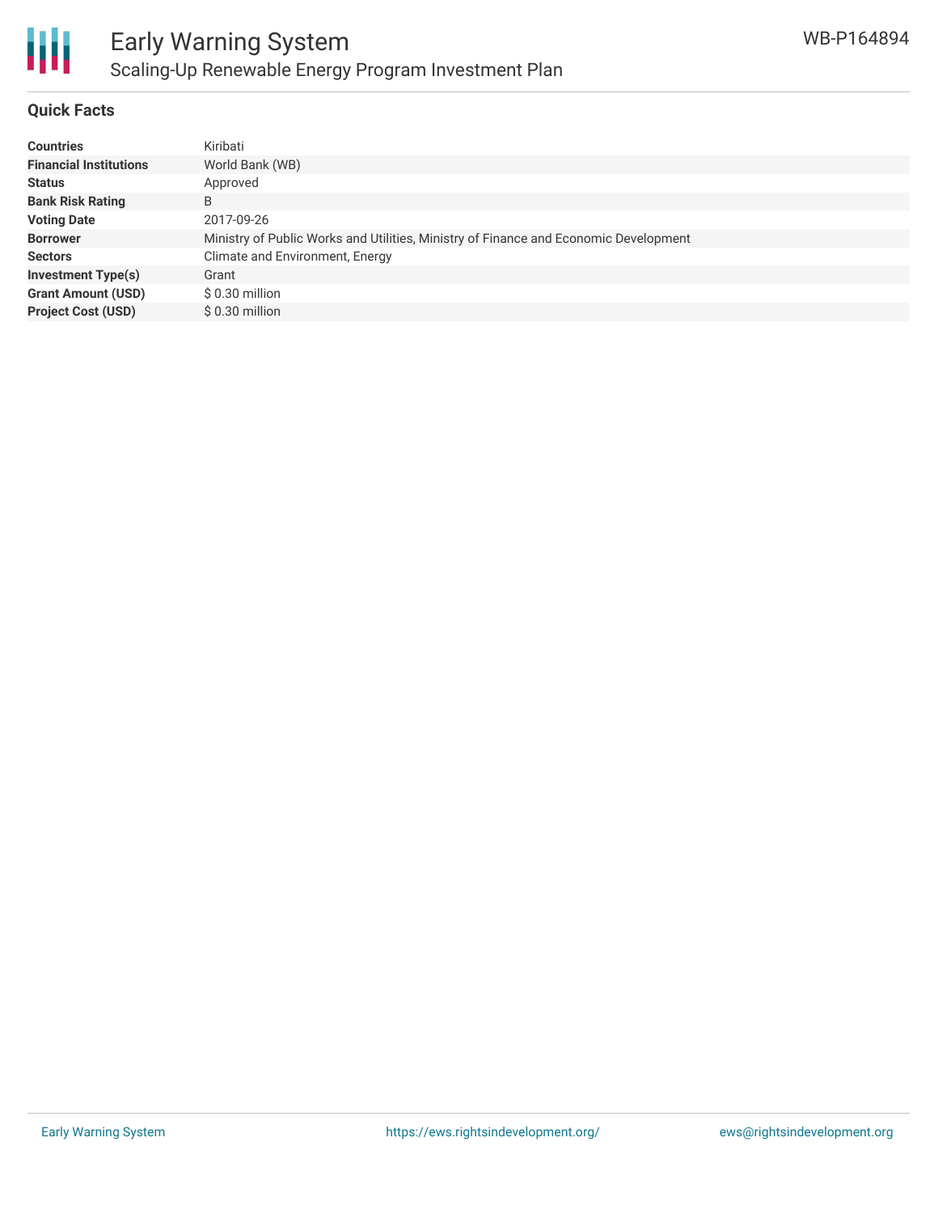# Early Warning System

## Scaling-Up Renewable Energy Program Investment Plan

WB-P164894

### Quick Facts

| | |
|---|---|
| **Countries** | Kiribati |
| **Financial Institutions** | World Bank (WB) |
| **Status** | Approved |
| **Bank Risk Rating** | B |
| **Voting Date** | 2017-09-26 |
| **Borrower** | Ministry of Public Works and Utilities, Ministry of Finance and Economic Development |
| **Sectors** | Climate and Environment, Energy |
| **Investment Type(s)** | Grant |
| **Grant Amount (USD)** | $ 0.30 million |
| **Project Cost (USD)** | $ 0.30 million |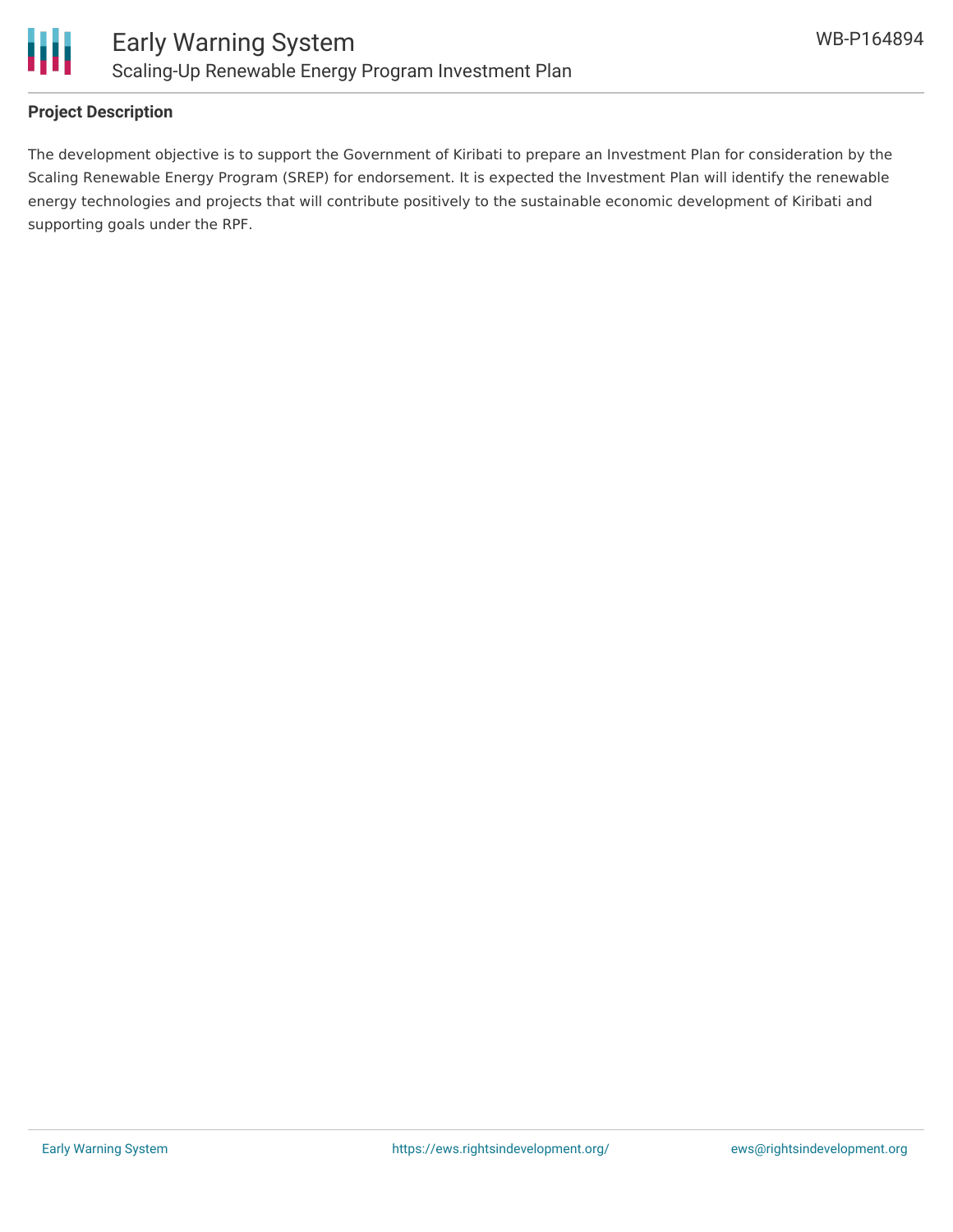## Project Description

The development objective is to support the Government of Kiribati to prepare an Investment Plan for consideration by the Scaling Renewable Energy Program (SREP) for endorsement. It is expected the Investment Plan will identify the renewable energy technologies and projects that will contribute positively to the sustainable economic development of Kiribati and supporting goals under the RPF.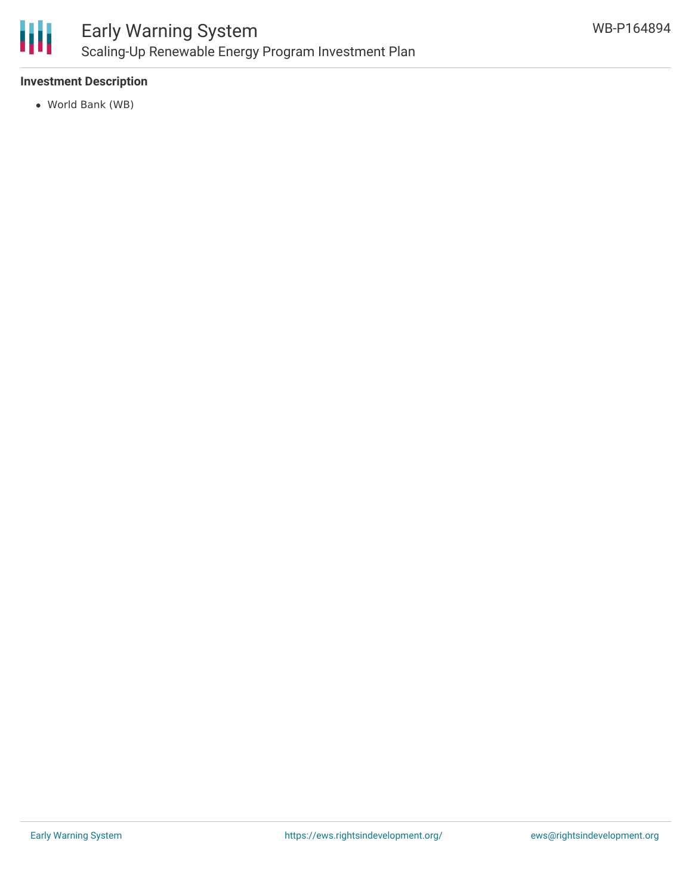**Investment Description**

- World Bank (WB)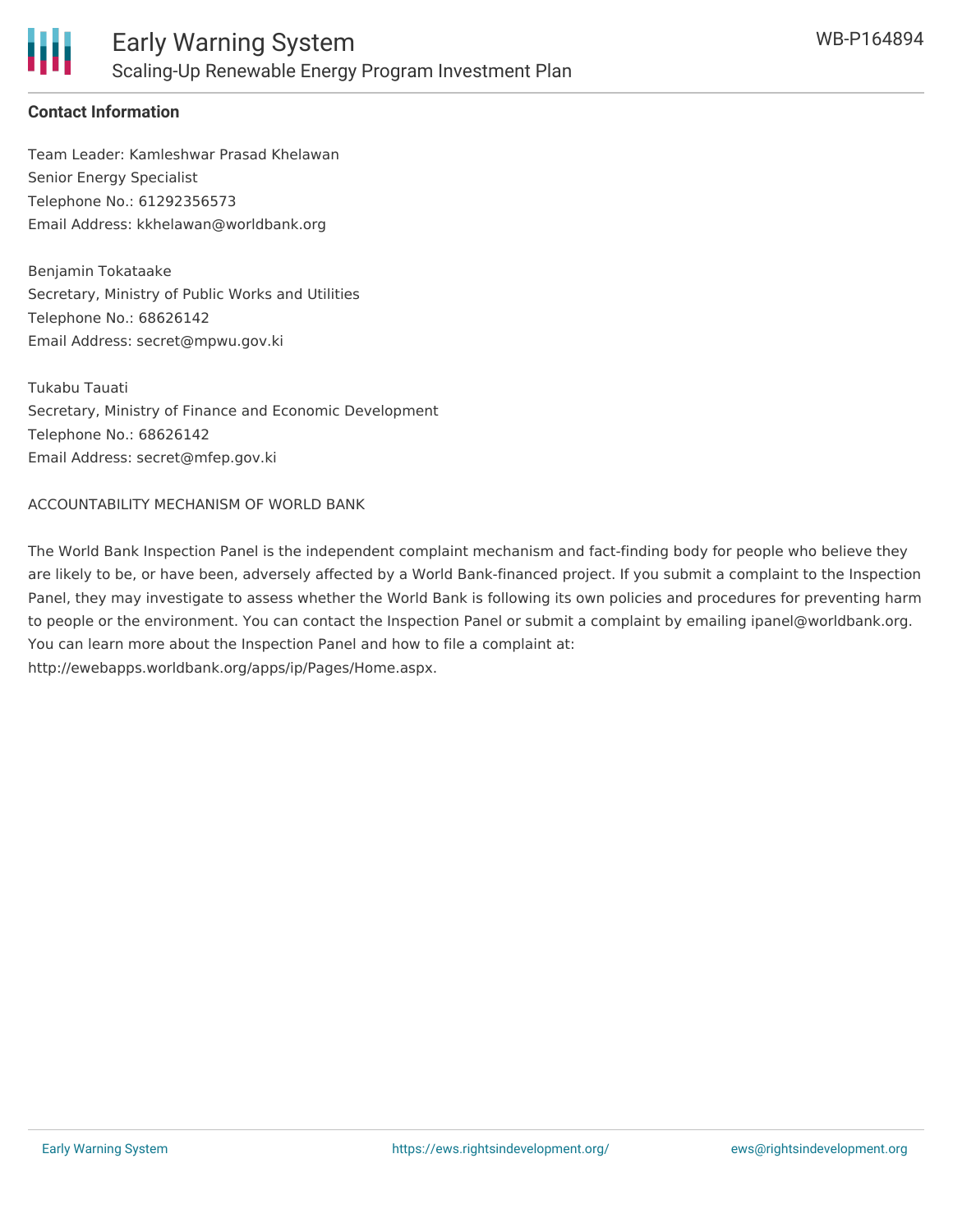**Contact Information**

Team Leader: Kamleshwar Prasad Khelawan
Senior Energy Specialist
Telephone No.: 61292356573
Email Address: kkhelawan@worldbank.org

Benjamin Tokataake
Secretary, Ministry of Public Works and Utilities
Telephone No.: 68626142
Email Address: secret@mpwu.gov.ki

Tukabu Tauati
Secretary, Ministry of Finance and Economic Development
Telephone No.: 68626142
Email Address: secret@mfep.gov.ki

ACCOUNTABILITY MECHANISM OF WORLD BANK

The World Bank Inspection Panel is the independent complaint mechanism and fact-finding body for people who believe they are likely to be, or have been, adversely affected by a World Bank-financed project. If you submit a complaint to the Inspection Panel, they may investigate to assess whether the World Bank is following its own policies and procedures for preventing harm to people or the environment. You can contact the Inspection Panel or submit a complaint by emailing ipanel@worldbank.org. You can learn more about the Inspection Panel and how to file a complaint at: http://ewebapps.worldbank.org/apps/ip/Pages/Home.aspx.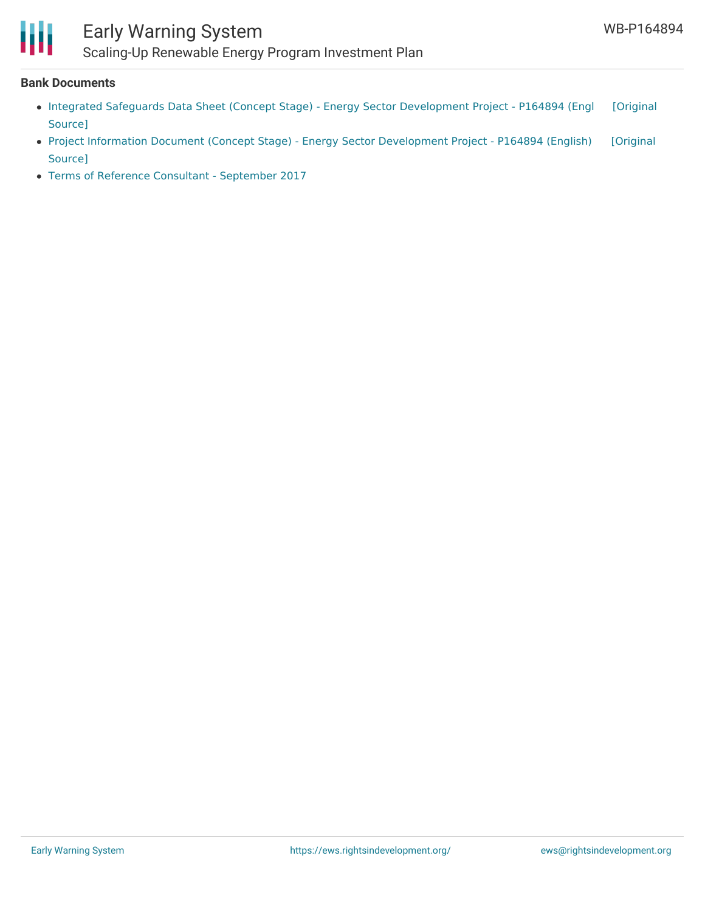## Bank Documents

- Integrated Safeguards Data Sheet (Concept Stage) - Energy Sector Development Project - P164894 (Engl [Original Source]
- Project Information Document (Concept Stage) - Energy Sector Development Project - P164894 (English) [Original Source]
- Terms of Reference Consultant - September 2017